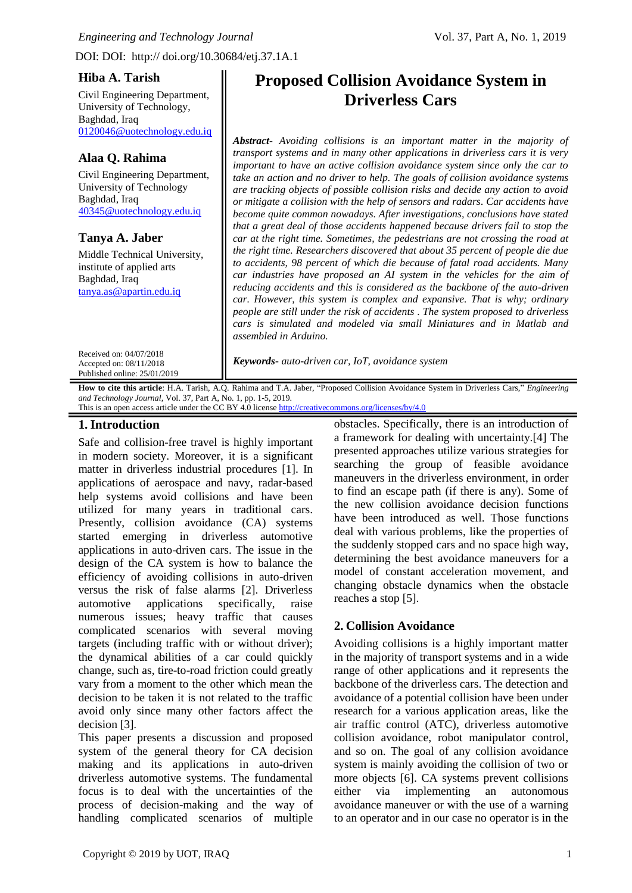DOI: DOI: http:// doi.org/10.30684/etj.37.1A.1

# Proposed Collision Avoidance System in Driverless Cars

**Hiba A. Tarish**
Civil Engineering Department, University of Technology, Baghdad, Iraq
0120046@uotechnology.edu.iq

**Alaa Q. Rahima**
Civil Engineering Department, University of Technology
Baghdad, Iraq
40345@uotechnology.edu.iq

**Tanya A. Jaber**
Middle Technical University, institute of applied arts
Baghdad, Iraq
tanya.as@apartin.edu.iq

Received on: 04/07/2018
Accepted on: 08/11/2018
Published online: 25/01/2019

***Abstract***- *Avoiding collisions is an important matter in the majority of transport systems and in many other applications in driverless cars it is very important to have an active collision avoidance system since only the car to take an action and no driver to help. The goals of collision avoidance systems are tracking objects of possible collision risks and decide any action to avoid or mitigate a collision with the help of sensors and radars. Car accidents have become quite common nowadays. After investigations, conclusions have stated that a great deal of those accidents happened because drivers fail to stop the car at the right time. Sometimes, the pedestrians are not crossing the road at the right time. Researchers discovered that about 35 percent of people die due to accidents, 98 percent of which die because of fatal road accidents. Many car industries have proposed an AI system in the vehicles for the aim of reducing accidents and this is considered as the backbone of the auto-driven car. However, this system is complex and expansive. That is why; ordinary people are still under the risk of accidents . The system proposed to driverless cars is simulated and modeled via small Miniatures and in Matlab and assembled in Arduino.*

***Keywords***- *auto-driven car, IoT, avoidance system*

**How to cite this article**: H.A. Tarish, A.Q. Rahima and T.A. Jaber, "Proposed Collision Avoidance System in Driverless Cars," *Engineering and Technology Journal*, Vol. 37, Part A, No. 1, pp. 1-5, 2019.
This is an open access article under the CC BY 4.0 license http://creativecommons.org/licenses/by/4.0

## 1. Introduction

Safe and collision-free travel is highly important in modern society. Moreover, it is a significant matter in driverless industrial procedures [1]. In applications of aerospace and navy, radar-based help systems avoid collisions and have been utilized for many years in traditional cars. Presently, collision avoidance (CA) systems started emerging in driverless automotive applications in auto-driven cars. The issue in the design of the CA system is how to balance the efficiency of avoiding collisions in auto-driven versus the risk of false alarms [2]. Driverless automotive applications specifically, raise numerous issues; heavy traffic that causes complicated scenarios with several moving targets (including traffic with or without driver); the dynamical abilities of a car could quickly change, such as, tire-to-road friction could greatly vary from a moment to the other which mean the decision to be taken it is not related to the traffic avoid only since many other factors affect the decision [3].

This paper presents a discussion and proposed system of the general theory for CA decision making and its applications in auto-driven driverless automotive systems. The fundamental focus is to deal with the uncertainties of the process of decision-making and the way of handling complicated scenarios of multiple obstacles. Specifically, there is an introduction of a framework for dealing with uncertainty.[4] The presented approaches utilize various strategies for searching the group of feasible avoidance maneuvers in the driverless environment, in order to find an escape path (if there is any). Some of the new collision avoidance decision functions have been introduced as well. Those functions deal with various problems, like the properties of the suddenly stopped cars and no space high way, determining the best avoidance maneuvers for a model of constant acceleration movement, and changing obstacle dynamics when the obstacle reaches a stop [5].

## 2. Collision Avoidance

Avoiding collisions is a highly important matter in the majority of transport systems and in a wide range of other applications and it represents the backbone of the driverless cars. The detection and avoidance of a potential collision have been under research for a various application areas, like the air traffic control (ATC), driverless automotive collision avoidance, robot manipulator control, and so on. The goal of any collision avoidance system is mainly avoiding the collision of two or more objects [6]. CA systems prevent collisions either via implementing an autonomous avoidance maneuver or with the use of a warning to an operator and in our case no operator is in the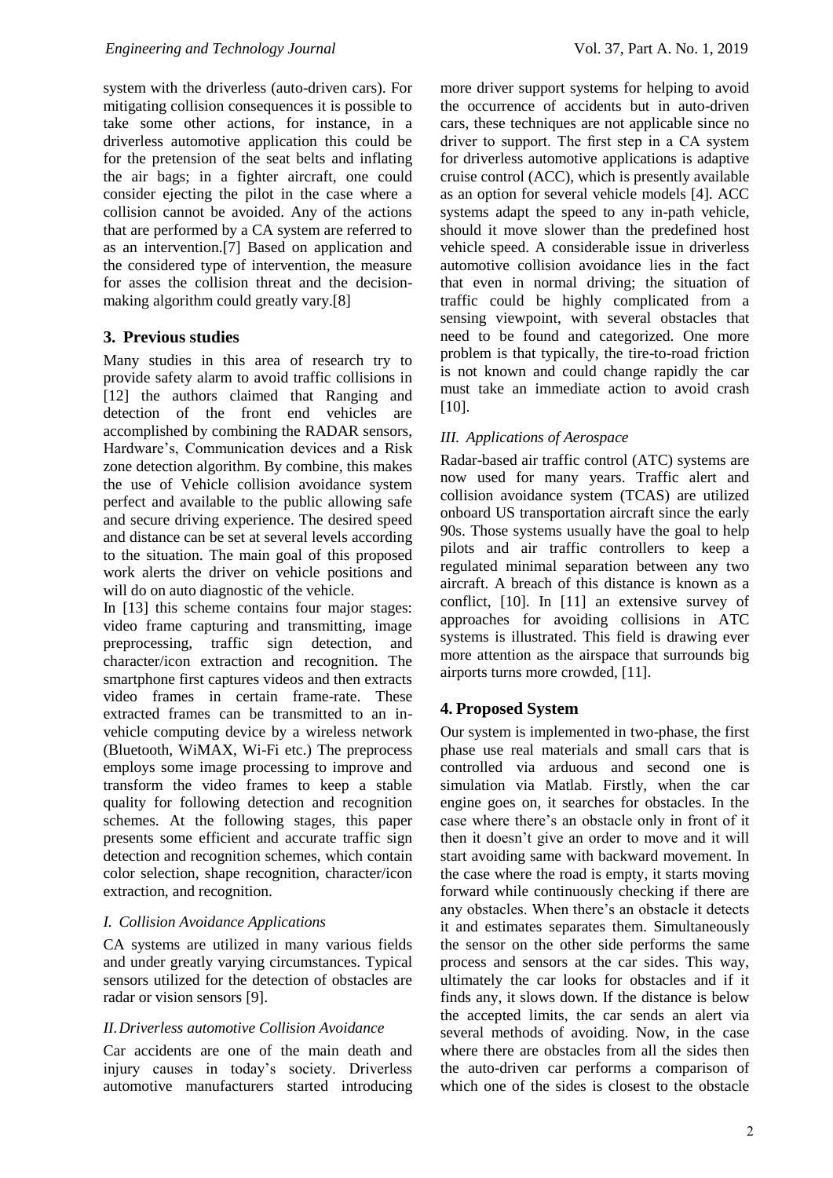system with the driverless (auto-driven cars). For mitigating collision consequences it is possible to take some other actions, for instance, in a driverless automotive application this could be for the pretension of the seat belts and inflating the air bags; in a fighter aircraft, one could consider ejecting the pilot in the case where a collision cannot be avoided. Any of the actions that are performed by a CA system are referred to as an intervention.[7] Based on application and the considered type of intervention, the measure for asses the collision threat and the decision-making algorithm could greatly vary.[8]

## 3. Previous studies

Many studies in this area of research try to provide safety alarm to avoid traffic collisions in [12] the authors claimed that Ranging and detection of the front end vehicles are accomplished by combining the RADAR sensors, Hardware's, Communication devices and a Risk zone detection algorithm. By combine, this makes the use of Vehicle collision avoidance system perfect and available to the public allowing safe and secure driving experience. The desired speed and distance can be set at several levels according to the situation. The main goal of this proposed work alerts the driver on vehicle positions and will do on auto diagnostic of the vehicle.

In [13] this scheme contains four major stages: video frame capturing and transmitting, image preprocessing, traffic sign detection, and character/icon extraction and recognition. The smartphone first captures videos and then extracts video frames in certain frame-rate. These extracted frames can be transmitted to an in-vehicle computing device by a wireless network (Bluetooth, WiMAX, Wi-Fi etc.) The preprocess employs some image processing to improve and transform the video frames to keep a stable quality for following detection and recognition schemes. At the following stages, this paper presents some efficient and accurate traffic sign detection and recognition schemes, which contain color selection, shape recognition, character/icon extraction, and recognition.

### *I. Collision Avoidance Applications*

CA systems are utilized in many various fields and under greatly varying circumstances. Typical sensors utilized for the detection of obstacles are radar or vision sensors [9].

### *II. Driverless automotive Collision Avoidance*

Car accidents are one of the main death and injury causes in today's society. Driverless automotive manufacturers started introducing more driver support systems for helping to avoid the occurrence of accidents but in auto-driven cars, these techniques are not applicable since no driver to support. The first step in a CA system for driverless automotive applications is adaptive cruise control (ACC), which is presently available as an option for several vehicle models [4]. ACC systems adapt the speed to any in-path vehicle, should it move slower than the predefined host vehicle speed. A considerable issue in driverless automotive collision avoidance lies in the fact that even in normal driving; the situation of traffic could be highly complicated from a sensing viewpoint, with several obstacles that need to be found and categorized. One more problem is that typically, the tire-to-road friction is not known and could change rapidly the car must take an immediate action to avoid crash [10].

### *III. Applications of Aerospace*

Radar-based air traffic control (ATC) systems are now used for many years. Traffic alert and collision avoidance system (TCAS) are utilized onboard US transportation aircraft since the early 90s. Those systems usually have the goal to help pilots and air traffic controllers to keep a regulated minimal separation between any two aircraft. A breach of this distance is known as a conflict, [10]. In [11] an extensive survey of approaches for avoiding collisions in ATC systems is illustrated. This field is drawing ever more attention as the airspace that surrounds big airports turns more crowded, [11].

## 4. Proposed System

Our system is implemented in two-phase, the first phase use real materials and small cars that is controlled via arduous and second one is simulation via Matlab. Firstly, when the car engine goes on, it searches for obstacles. In the case where there's an obstacle only in front of it then it doesn't give an order to move and it will start avoiding same with backward movement. In the case where the road is empty, it starts moving forward while continuously checking if there are any obstacles. When there's an obstacle it detects it and estimates separates them. Simultaneously the sensor on the other side performs the same process and sensors at the car sides. This way, ultimately the car looks for obstacles and if it finds any, it slows down. If the distance is below the accepted limits, the car sends an alert via several methods of avoiding. Now, in the case where there are obstacles from all the sides then the auto-driven car performs a comparison of which one of the sides is closest to the obstacle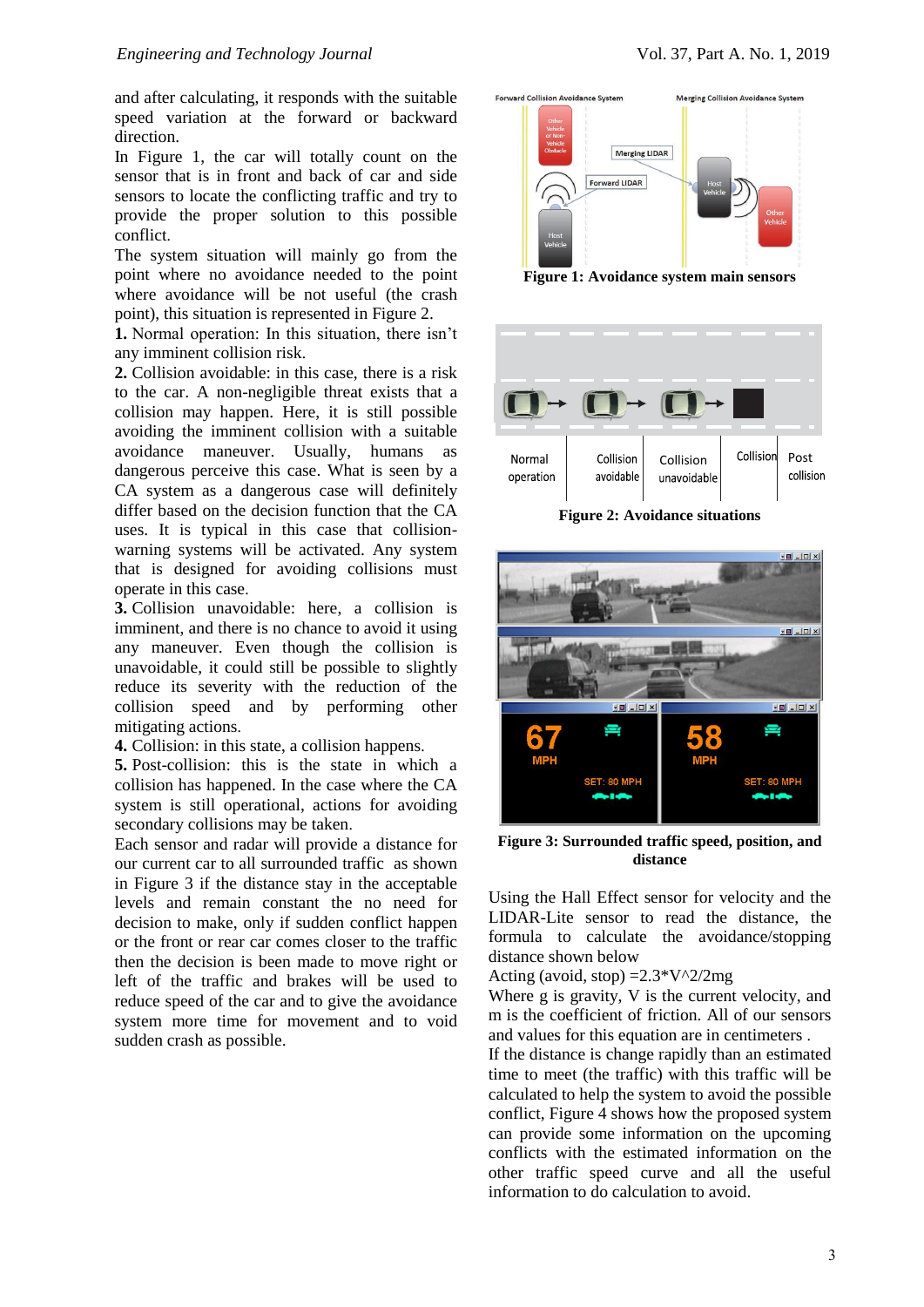and after calculating, it responds with the suitable speed variation at the forward or backward direction.

In Figure 1, the car will totally count on the sensor that is in front and back of car and side sensors to locate the conflicting traffic and try to provide the proper solution to this possible conflict.

The system situation will mainly go from the point where no avoidance needed to the point where avoidance will be not useful (the crash point), this situation is represented in Figure 2.

**1.** Normal operation: In this situation, there isn't any imminent collision risk.

**2.** Collision avoidable: in this case, there is a risk to the car. A non-negligible threat exists that a collision may happen. Here, it is still possible avoiding the imminent collision with a suitable avoidance maneuver. Usually, humans as dangerous perceive this case. What is seen by a CA system as a dangerous case will definitely differ based on the decision function that the CA uses. It is typical in this case that collision-warning systems will be activated. Any system that is designed for avoiding collisions must operate in this case.

**3.** Collision unavoidable: here, a collision is imminent, and there is no chance to avoid it using any maneuver. Even though the collision is unavoidable, it could still be possible to slightly reduce its severity with the reduction of the collision speed and by performing other mitigating actions.

**4.** Collision: in this state, a collision happens.

**5.** Post-collision: this is the state in which a collision has happened. In the case where the CA system is still operational, actions for avoiding secondary collisions may be taken.

Each sensor and radar will provide a distance for our current car to all surrounded traffic as shown in Figure 3 if the distance stay in the acceptable levels and remain constant the no need for decision to make, only if sudden conflict happen or the front or rear car comes closer to the traffic then the decision is been made to move right or left of the traffic and brakes will be used to reduce speed of the car and to give the avoidance system more time for movement and to void sudden crash as possible.

Forward Collision Avoidance System
Merging Collision Avoidance System
Other Vehicle or Non-Vehicle Obstacle
Merging LIDAR
Forward LIDAR
Host Vehicle
Host Vehicle
Other Vehicle

**Figure 1: Avoidance system main sensors**

Normal operation
Collision avoidable
Collision unavoidable
Collision
Post collision

**Figure 2: Avoidance situations**

67
MPH
SET: 80 MPH
58
MPH
SET: 80 MPH

**Figure 3: Surrounded traffic speed, position, and distance**

Using the Hall Effect sensor for velocity and the LIDAR-Lite sensor to read the distance, the formula to calculate the avoidance/stopping distance shown below

Acting (avoid, stop) $=2.3*V^2/2mg$

Where g is gravity, V is the current velocity, and m is the coefficient of friction. All of our sensors and values for this equation are in centimeters .

If the distance is change rapidly than an estimated time to meet (the traffic) with this traffic will be calculated to help the system to avoid the possible conflict, Figure 4 shows how the proposed system can provide some information on the upcoming conflicts with the estimated information on the other traffic speed curve and all the useful information to do calculation to avoid.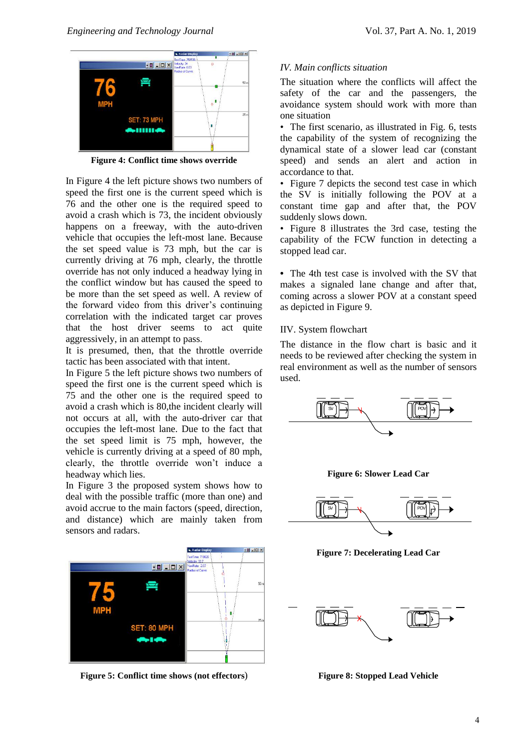Figure 4: Conflict time shows override

In Figure 4 the left picture shows two numbers of speed the first one is the current speed which is 76 and the other one is the required speed to avoid a crash which is 73, the incident obviously happens on a freeway, with the auto-driven vehicle that occupies the left-most lane. Because the set speed value is 73 mph, but the car is currently driving at 76 mph, clearly, the throttle override has not only induced a headway lying in the conflict window but has caused the speed to be more than the set speed as well. A review of the forward video from this driver's continuing correlation with the indicated target car proves that the host driver seems to act quite aggressively, in an attempt to pass.

It is presumed, then, that the throttle override tactic has been associated with that intent.

In Figure 5 the left picture shows two numbers of speed the first one is the current speed which is 75 and the other one is the required speed to avoid a crash which is 80,the incident clearly will not occurs at all, with the auto-driver car that occupies the left-most lane. Due to the fact that the set speed limit is 75 mph, however, the vehicle is currently driving at a speed of 80 mph, clearly, the throttle override won't induce a headway which lies.

In Figure 3 the proposed system shows how to deal with the possible traffic (more than one) and avoid accrue to the main factors (speed, direction, and distance) which are mainly taken from sensors and radars.

Figure 5: Conflict time shows (not effectors)

*IV. Main conflicts situation*

The situation where the conflicts will affect the safety of the car and the passengers, the avoidance system should work with more than one situation

- The first scenario, as illustrated in Fig. 6, tests the capability of the system of recognizing the dynamical state of a slower lead car (constant speed) and sends an alert and action in accordance to that.
- Figure 7 depicts the second test case in which the SV is initially following the POV at a constant time gap and after that, the POV suddenly slows down.
- Figure 8 illustrates the 3rd case, testing the capability of the FCW function in detecting a stopped lead car.

- The 4th test case is involved with the SV that makes a signaled lane change and after that, coming across a slower POV at a constant speed as depicted in Figure 9.

IIV. System flowchart

The distance in the flow chart is basic and it needs to be reviewed after checking the system in real environment as well as the number of sensors used.

Figure 6: Slower Lead Car

Figure 7: Decelerating Lead Car

Figure 8: Stopped Lead Vehicle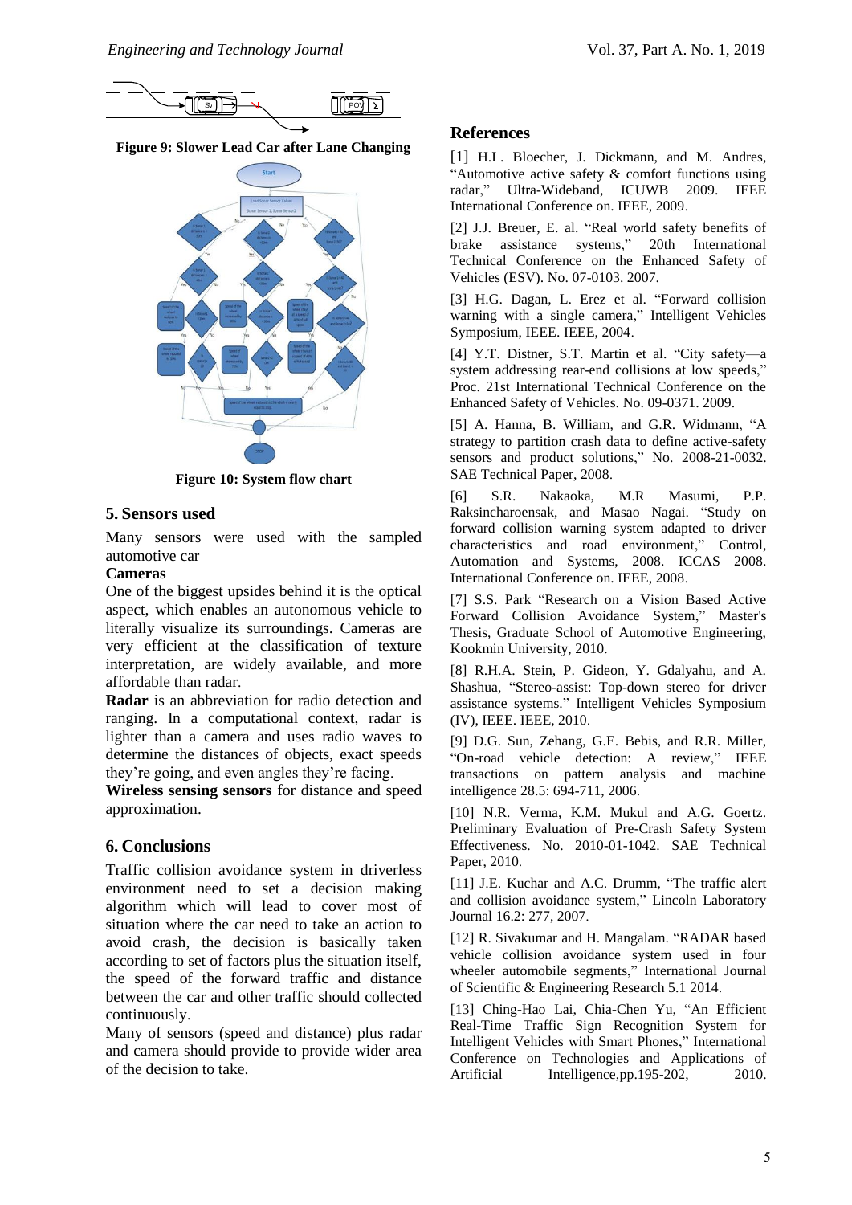Figure 9: Slower Lead Car after Lane Changing

Figure 10: System flow chart

## 5. Sensors used

Many sensors were used with the sampled automotive car

**Cameras**

One of the biggest upsides behind it is the optical aspect, which enables an autonomous vehicle to literally visualize its surroundings. Cameras are very efficient at the classification of texture interpretation, are widely available, and more affordable than radar.

**Radar** is an abbreviation for radio detection and ranging. In a computational context, radar is lighter than a camera and uses radio waves to determine the distances of objects, exact speeds they're going, and even angles they're facing.

**Wireless sensing sensors** for distance and speed approximation.

## 6. Conclusions

Traffic collision avoidance system in driverless environment need to set a decision making algorithm which will lead to cover most of situation where the car need to take an action to avoid crash, the decision is basically taken according to set of factors plus the situation itself, the speed of the forward traffic and distance between the car and other traffic should collected continuously.

Many of sensors (speed and distance) plus radar and camera should provide to provide wider area of the decision to take.

## References

[1] H.L. Bloecher, J. Dickmann, and M. Andres, "Automotive active safety & comfort functions using radar," Ultra-Wideband, ICUWB 2009. IEEE International Conference on. IEEE, 2009.

[2] J.J. Breuer, E. al. "Real world safety benefits of brake assistance systems," 20th International Technical Conference on the Enhanced Safety of Vehicles (ESV). No. 07-0103. 2007.

[3] H.G. Dagan, L. Erez et al. "Forward collision warning with a single camera," Intelligent Vehicles Symposium, IEEE. IEEE, 2004.

[4] Y.T. Distner, S.T. Martin et al. "City safety—a system addressing rear-end collisions at low speeds," Proc. 21st International Technical Conference on the Enhanced Safety of Vehicles. No. 09-0371. 2009.

[5] A. Hanna, B. William, and G.R. Widmann, "A strategy to partition crash data to define active-safety sensors and product solutions," No. 2008-21-0032. SAE Technical Paper, 2008.

[6] S.R. Nakaoka, M.R Masumi, P.P. Raksincharoensak, and Masao Nagai. "Study on forward collision warning system adapted to driver characteristics and road environment," Control, Automation and Systems, 2008. ICCAS 2008. International Conference on. IEEE, 2008.

[7] S.S. Park "Research on a Vision Based Active Forward Collision Avoidance System," Master's Thesis, Graduate School of Automotive Engineering, Kookmin University, 2010.

[8] R.H.A. Stein, P. Gideon, Y. Gdalyahu, and A. Shashua, "Stereo-assist: Top-down stereo for driver assistance systems." Intelligent Vehicles Symposium (IV), IEEE. IEEE, 2010.

[9] D.G. Sun, Zehang, G.E. Bebis, and R.R. Miller, "On-road vehicle detection: A review," IEEE transactions on pattern analysis and machine intelligence 28.5: 694-711, 2006.

[10] N.R. Verma, K.M. Mukul and A.G. Goertz. Preliminary Evaluation of Pre-Crash Safety System Effectiveness. No. 2010-01-1042. SAE Technical Paper, 2010.

[11] J.E. Kuchar and A.C. Drumm, "The traffic alert and collision avoidance system," Lincoln Laboratory Journal 16.2: 277, 2007.

[12] R. Sivakumar and H. Mangalam. "RADAR based vehicle collision avoidance system used in four wheeler automobile segments," International Journal of Scientific & Engineering Research 5.1 2014.

[13] Ching-Hao Lai, Chia-Chen Yu, "An Efficient Real-Time Traffic Sign Recognition System for Intelligent Vehicles with Smart Phones," International Conference on Technologies and Applications of Artificial Intelligence,pp.195-202, 2010.